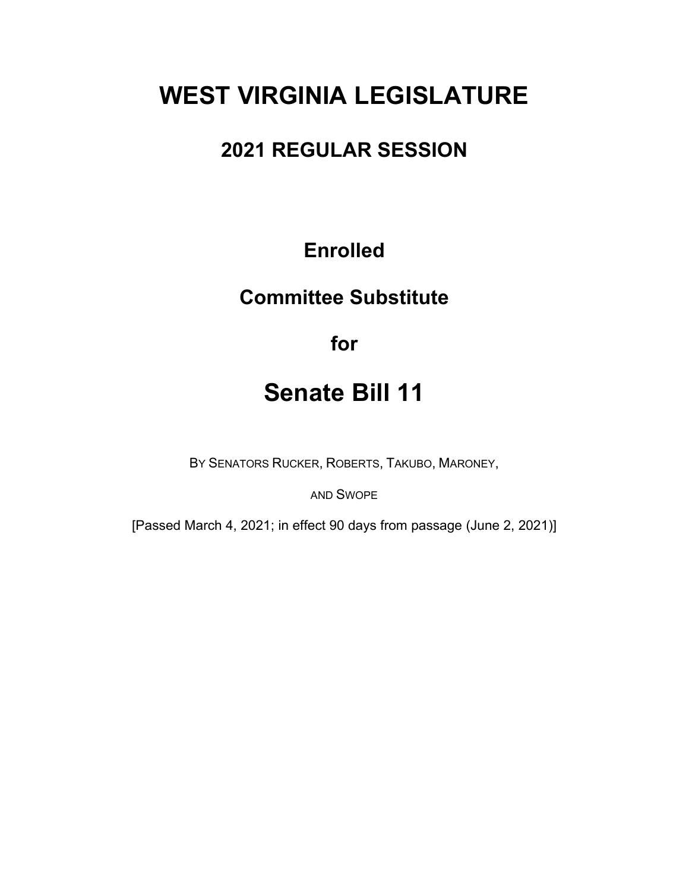# WEST VIRGINIA LEGISLATURE

## 2021 REGULAR SESSION

## Enrolled

## Committee Substitute

## for

# Senate Bill 11

BY SENATORS RUCKER, ROBERTS, TAKUBO, MARONEY,

AND SWOPE

[Passed March 4, 2021; in effect 90 days from passage (June 2, 2021)]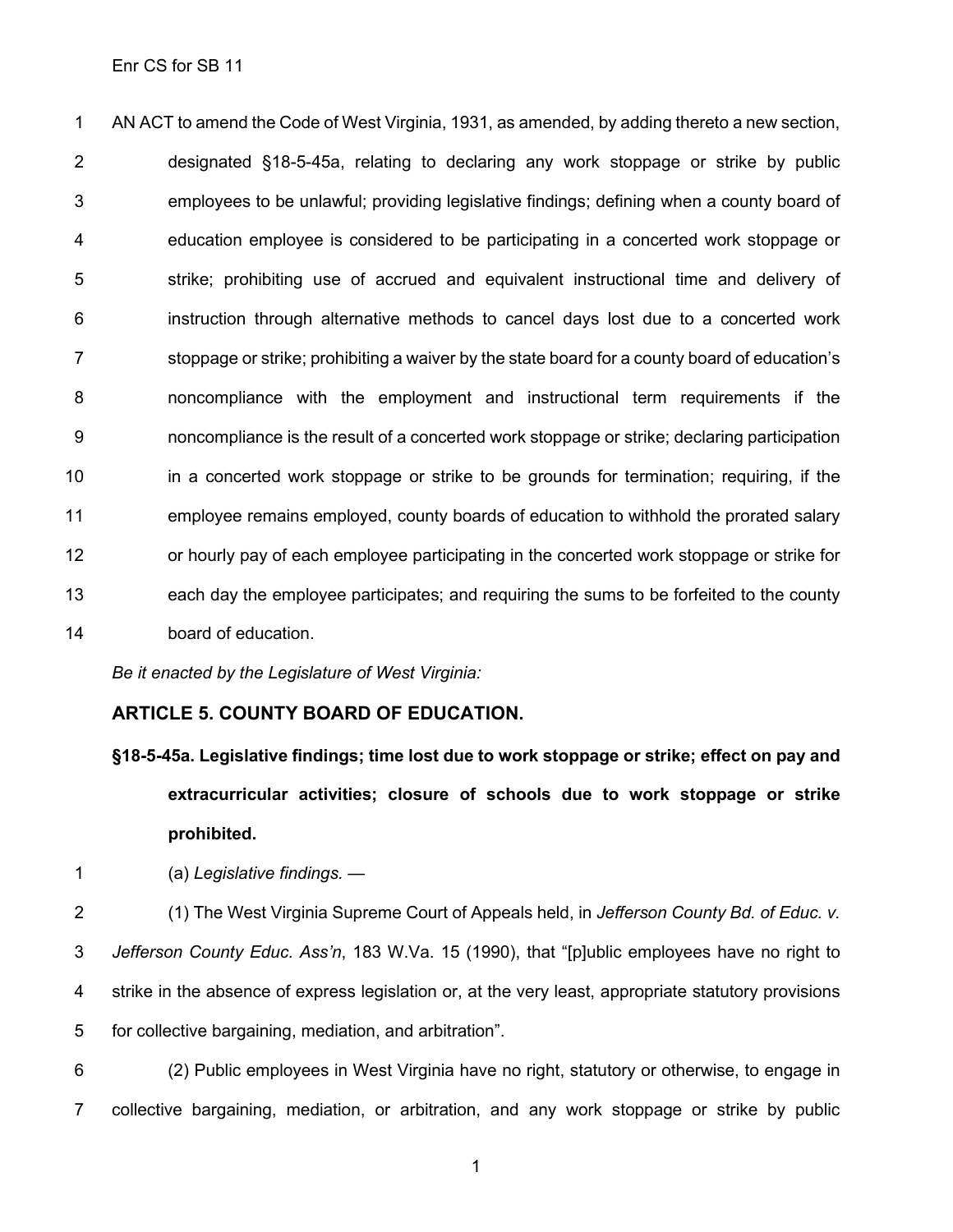AN ACT to amend the Code of West Virginia, 1931, as amended, by adding thereto a new section, designated §18-5-45a, relating to declaring any work stoppage or strike by public employees to be unlawful; providing legislative findings; defining when a county board of education employee is considered to be participating in a concerted work stoppage or strike; prohibiting use of accrued and equivalent instructional time and delivery of instruction through alternative methods to cancel days lost due to a concerted work stoppage or strike; prohibiting a waiver by the state board for a county board of education's noncompliance with the employment and instructional term requirements if the noncompliance is the result of a concerted work stoppage or strike; declaring participation in a concerted work stoppage or strike to be grounds for termination; requiring, if the employee remains employed, county boards of education to withhold the prorated salary or hourly pay of each employee participating in the concerted work stoppage or strike for each day the employee participates; and requiring the sums to be forfeited to the county board of education.

*Be it enacted by the Legislature of West Virginia:*

## ARTICLE 5. COUNTY BOARD OF EDUCATION.

### §18-5-45a. Legislative findings; time lost due to work stoppage or strike; effect on pay and extracurricular activities; closure of schools due to work stoppage or strike prohibited.

(a) *Legislative findings.* —

(1) The West Virginia Supreme Court of Appeals held, in *Jefferson County Bd. of Educ. v. Jefferson County Educ. Ass'n*, 183 W.Va. 15 (1990), that "[p]ublic employees have no right to strike in the absence of express legislation or, at the very least, appropriate statutory provisions for collective bargaining, mediation, and arbitration".

(2) Public employees in West Virginia have no right, statutory or otherwise, to engage in collective bargaining, mediation, or arbitration, and any work stoppage or strike by public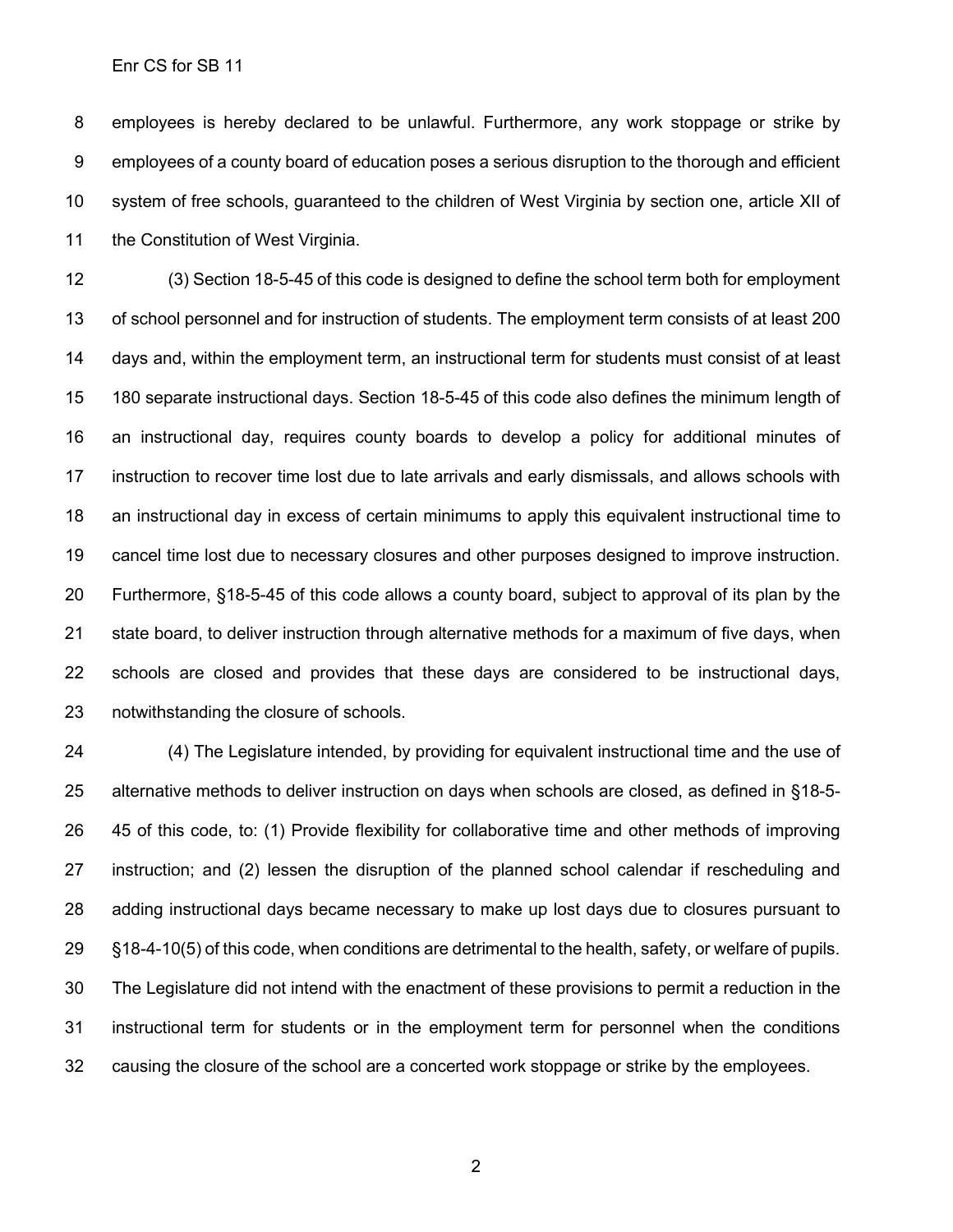employees is hereby declared to be unlawful. Furthermore, any work stoppage or strike by employees of a county board of education poses a serious disruption to the thorough and efficient system of free schools, guaranteed to the children of West Virginia by section one, article XII of the Constitution of West Virginia.

(3) Section 18-5-45 of this code is designed to define the school term both for employment of school personnel and for instruction of students. The employment term consists of at least 200 days and, within the employment term, an instructional term for students must consist of at least 180 separate instructional days. Section 18-5-45 of this code also defines the minimum length of an instructional day, requires county boards to develop a policy for additional minutes of instruction to recover time lost due to late arrivals and early dismissals, and allows schools with an instructional day in excess of certain minimums to apply this equivalent instructional time to cancel time lost due to necessary closures and other purposes designed to improve instruction. Furthermore, §18-5-45 of this code allows a county board, subject to approval of its plan by the state board, to deliver instruction through alternative methods for a maximum of five days, when schools are closed and provides that these days are considered to be instructional days, notwithstanding the closure of schools.

(4) The Legislature intended, by providing for equivalent instructional time and the use of alternative methods to deliver instruction on days when schools are closed, as defined in §18-5-45 of this code, to: (1) Provide flexibility for collaborative time and other methods of improving instruction; and (2) lessen the disruption of the planned school calendar if rescheduling and adding instructional days became necessary to make up lost days due to closures pursuant to §18-4-10(5) of this code, when conditions are detrimental to the health, safety, or welfare of pupils. The Legislature did not intend with the enactment of these provisions to permit a reduction in the instructional term for students or in the employment term for personnel when the conditions causing the closure of the school are a concerted work stoppage or strike by the employees.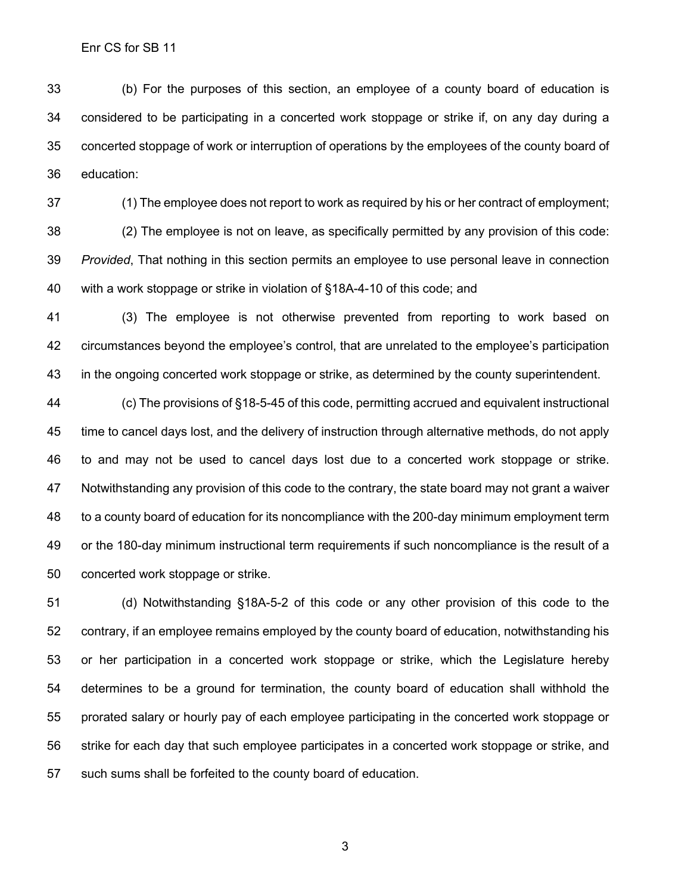(b) For the purposes of this section, an employee of a county board of education is considered to be participating in a concerted work stoppage or strike if, on any day during a concerted stoppage of work or interruption of operations by the employees of the county board of education:

(1) The employee does not report to work as required by his or her contract of employment;

(2) The employee is not on leave, as specifically permitted by any provision of this code: *Provided*, That nothing in this section permits an employee to use personal leave in connection with a work stoppage or strike in violation of §18A-4-10 of this code; and

(3) The employee is not otherwise prevented from reporting to work based on circumstances beyond the employee's control, that are unrelated to the employee's participation in the ongoing concerted work stoppage or strike, as determined by the county superintendent.

(c) The provisions of §18-5-45 of this code, permitting accrued and equivalent instructional time to cancel days lost, and the delivery of instruction through alternative methods, do not apply to and may not be used to cancel days lost due to a concerted work stoppage or strike. Notwithstanding any provision of this code to the contrary, the state board may not grant a waiver to a county board of education for its noncompliance with the 200-day minimum employment term or the 180-day minimum instructional term requirements if such noncompliance is the result of a concerted work stoppage or strike.

(d) Notwithstanding §18A-5-2 of this code or any other provision of this code to the contrary, if an employee remains employed by the county board of education, notwithstanding his or her participation in a concerted work stoppage or strike, which the Legislature hereby determines to be a ground for termination, the county board of education shall withhold the prorated salary or hourly pay of each employee participating in the concerted work stoppage or strike for each day that such employee participates in a concerted work stoppage or strike, and such sums shall be forfeited to the county board of education.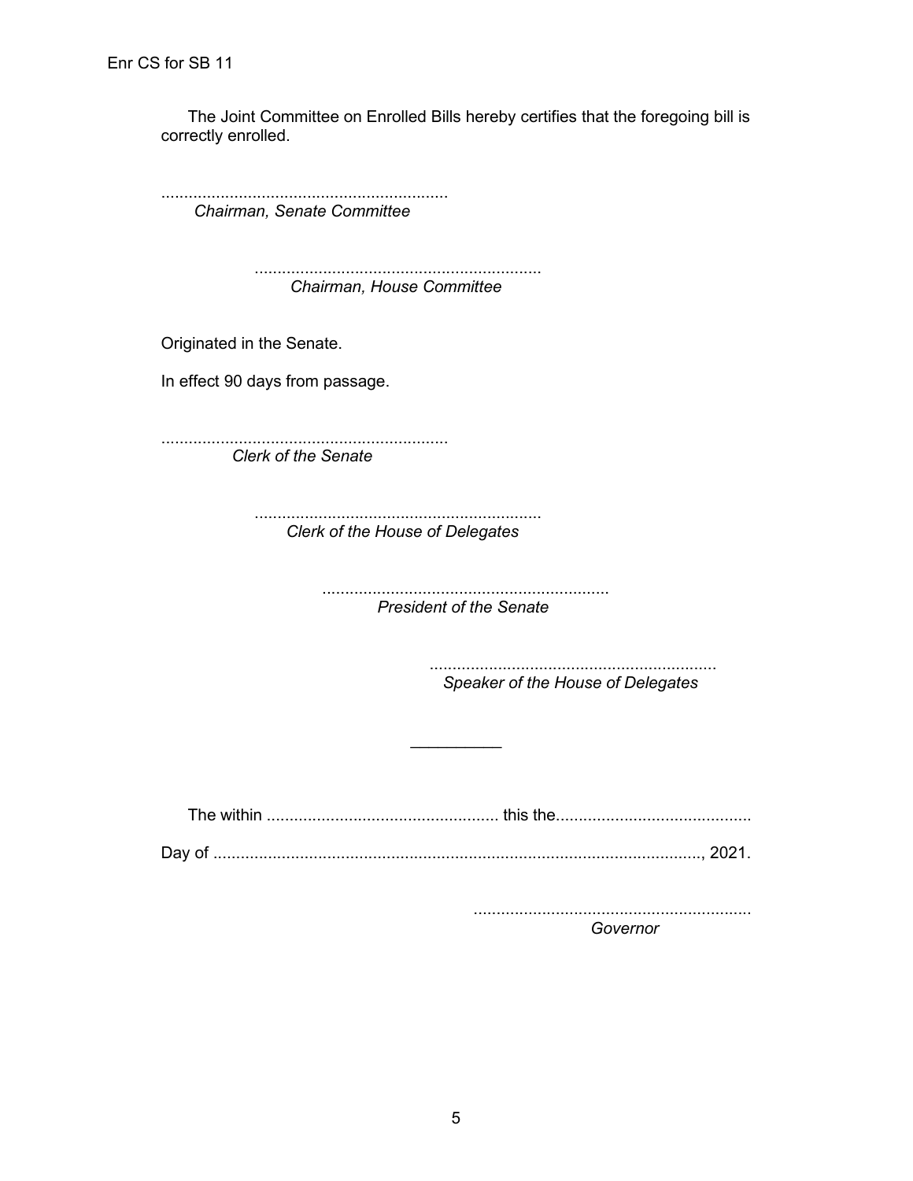The Joint Committee on Enrolled Bills hereby certifies that the foregoing bill is correctly enrolled.

...............................................................
*Chairman, Senate Committee*

...............................................................
*Chairman, House Committee*

Originated in the Senate.

In effect 90 days from passage.

...............................................................
*Clerk of the Senate*

...............................................................
*Clerk of the House of Delegates*

...............................................................
*President of the Senate*

...............................................................
*Speaker of the House of Delegates*

__________

The within .................................................. this the..........................................

Day of ..........................................................................................................., 2021.

............................................................
*Governor*